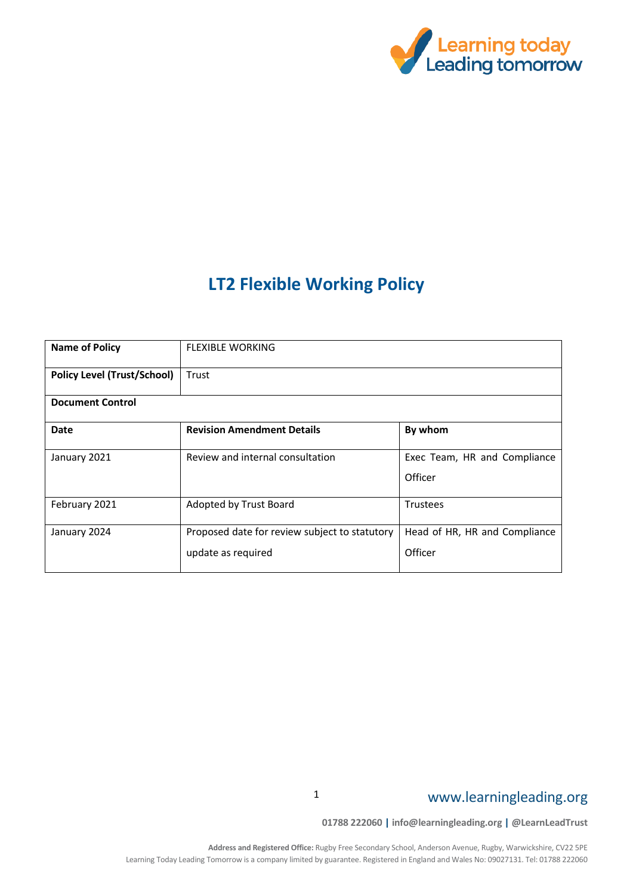# LT2 Flexible Working Policy

| **Name of Policy** | FLEXIBLE WORKING | |
|---|---|---|
| **Policy Level (Trust/School)** | Trust | |
| **Document Control** | | |
| **Date** | **Revision Amendment Details** | **By whom** |
| January 2021 | Review and internal consultation | Exec Team, HR and Compliance Officer |
| February 2021 | Adopted by Trust Board | Trustees |
| January 2024 | Proposed date for review subject to statutory update as required | Head of HR, HR and Compliance Officer |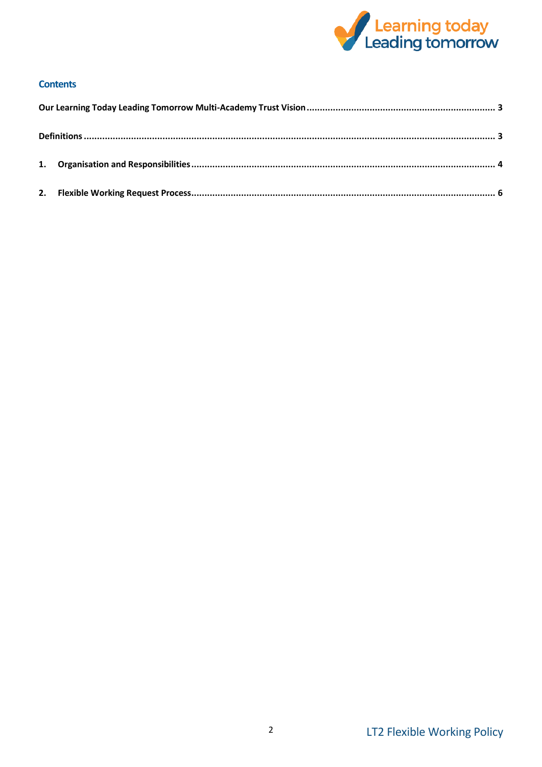## Contents

Our Learning Today Leading Tomorrow Multi-Academy Trust Vision ........ 3

Definitions ........ 3

1. Organisation and Responsibilities ........ 4

2. Flexible Working Request Process ........ 6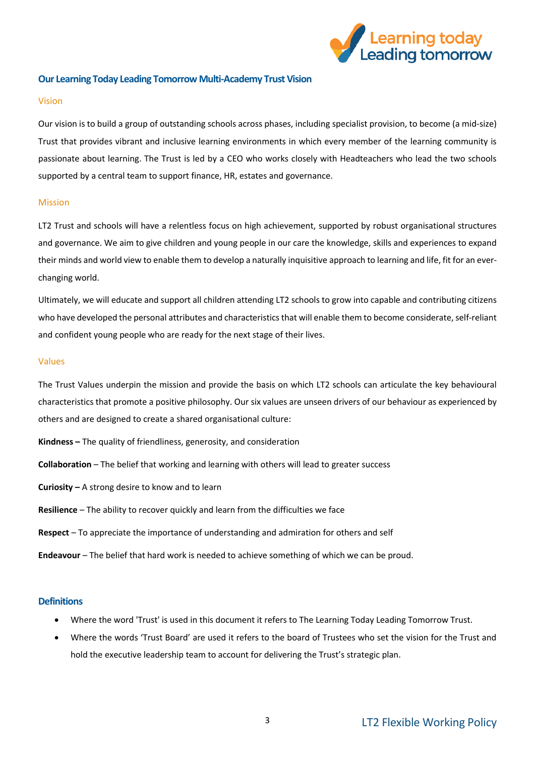## Our Learning Today Leading Tomorrow Multi-Academy Trust Vision

### Vision

Our vision is to build a group of outstanding schools across phases, including specialist provision, to become (a mid-size) Trust that provides vibrant and inclusive learning environments in which every member of the learning community is passionate about learning. The Trust is led by a CEO who works closely with Headteachers who lead the two schools supported by a central team to support finance, HR, estates and governance.

### Mission

LT2 Trust and schools will have a relentless focus on high achievement, supported by robust organisational structures and governance. We aim to give children and young people in our care the knowledge, skills and experiences to expand their minds and world view to enable them to develop a naturally inquisitive approach to learning and life, fit for an ever-changing world.

Ultimately, we will educate and support all children attending LT2 schools to grow into capable and contributing citizens who have developed the personal attributes and characteristics that will enable them to become considerate, self-reliant and confident young people who are ready for the next stage of their lives.

### Values

The Trust Values underpin the mission and provide the basis on which LT2 schools can articulate the key behavioural characteristics that promote a positive philosophy. Our six values are unseen drivers of our behaviour as experienced by others and are designed to create a shared organisational culture:

**Kindness –** The quality of friendliness, generosity, and consideration

**Collaboration** – The belief that working and learning with others will lead to greater success

**Curiosity –** A strong desire to know and to learn

**Resilience** – The ability to recover quickly and learn from the difficulties we face

**Respect** – To appreciate the importance of understanding and admiration for others and self

**Endeavour** – The belief that hard work is needed to achieve something of which we can be proud.

## Definitions

- Where the word 'Trust' is used in this document it refers to The Learning Today Leading Tomorrow Trust.
- Where the words 'Trust Board' are used it refers to the board of Trustees who set the vision for the Trust and hold the executive leadership team to account for delivering the Trust's strategic plan.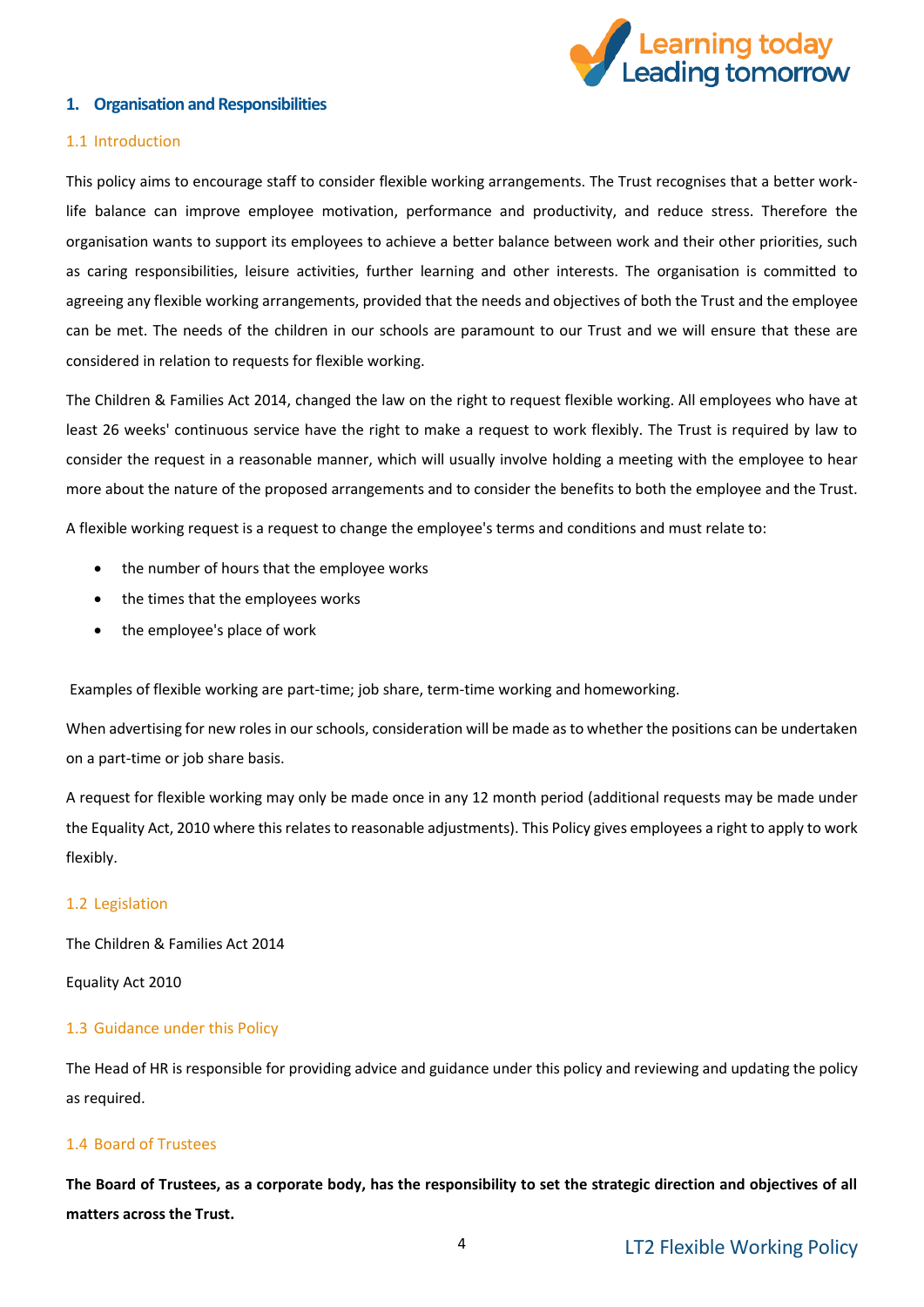## 1. Organisation and Responsibilities

### 1.1 Introduction

This policy aims to encourage staff to consider flexible working arrangements. The Trust recognises that a better work-life balance can improve employee motivation, performance and productivity, and reduce stress. Therefore the organisation wants to support its employees to achieve a better balance between work and their other priorities, such as caring responsibilities, leisure activities, further learning and other interests. The organisation is committed to agreeing any flexible working arrangements, provided that the needs and objectives of both the Trust and the employee can be met. The needs of the children in our schools are paramount to our Trust and we will ensure that these are considered in relation to requests for flexible working.

The Children & Families Act 2014, changed the law on the right to request flexible working. All employees who have at least 26 weeks' continuous service have the right to make a request to work flexibly. The Trust is required by law to consider the request in a reasonable manner, which will usually involve holding a meeting with the employee to hear more about the nature of the proposed arrangements and to consider the benefits to both the employee and the Trust.

A flexible working request is a request to change the employee's terms and conditions and must relate to:

- the number of hours that the employee works
- the times that the employees works
- the employee's place of work

Examples of flexible working are part-time; job share, term-time working and homeworking.

When advertising for new roles in our schools, consideration will be made as to whether the positions can be undertaken on a part-time or job share basis.

A request for flexible working may only be made once in any 12 month period (additional requests may be made under the Equality Act, 2010 where this relates to reasonable adjustments). This Policy gives employees a right to apply to work flexibly.

### 1.2 Legislation

The Children & Families Act 2014

Equality Act 2010

### 1.3 Guidance under this Policy

The Head of HR is responsible for providing advice and guidance under this policy and reviewing and updating the policy as required.

### 1.4 Board of Trustees

**The Board of Trustees, as a corporate body, has the responsibility to set the strategic direction and objectives of all matters across the Trust.**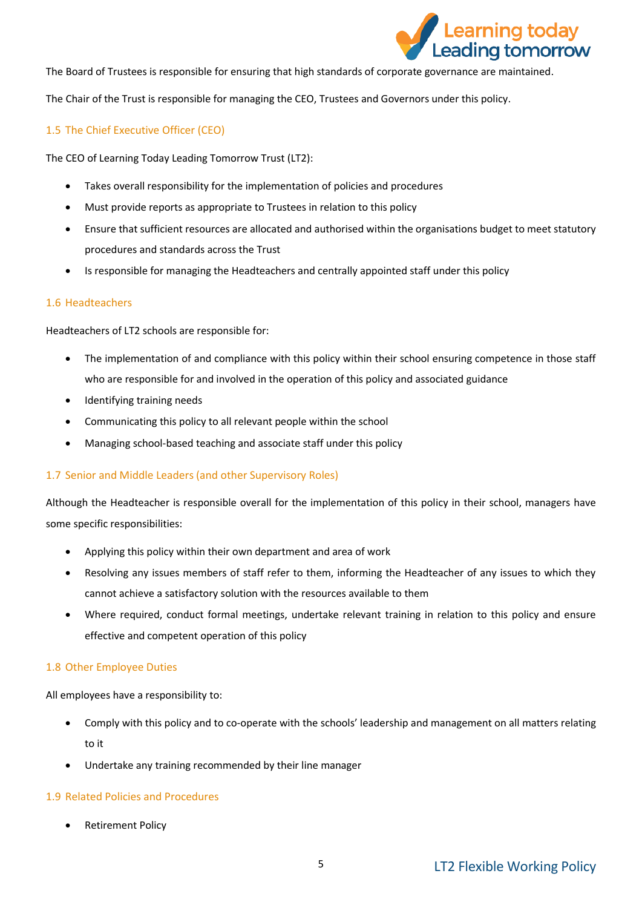The Board of Trustees is responsible for ensuring that high standards of corporate governance are maintained.

The Chair of the Trust is responsible for managing the CEO, Trustees and Governors under this policy.

### 1.5 The Chief Executive Officer (CEO)

The CEO of Learning Today Leading Tomorrow Trust (LT2):

- Takes overall responsibility for the implementation of policies and procedures
- Must provide reports as appropriate to Trustees in relation to this policy
- Ensure that sufficient resources are allocated and authorised within the organisations budget to meet statutory procedures and standards across the Trust
- Is responsible for managing the Headteachers and centrally appointed staff under this policy

### 1.6 Headteachers

Headteachers of LT2 schools are responsible for:

- The implementation of and compliance with this policy within their school ensuring competence in those staff who are responsible for and involved in the operation of this policy and associated guidance
- Identifying training needs
- Communicating this policy to all relevant people within the school
- Managing school-based teaching and associate staff under this policy

### 1.7 Senior and Middle Leaders (and other Supervisory Roles)

Although the Headteacher is responsible overall for the implementation of this policy in their school, managers have some specific responsibilities:

- Applying this policy within their own department and area of work
- Resolving any issues members of staff refer to them, informing the Headteacher of any issues to which they cannot achieve a satisfactory solution with the resources available to them
- Where required, conduct formal meetings, undertake relevant training in relation to this policy and ensure effective and competent operation of this policy

### 1.8 Other Employee Duties

All employees have a responsibility to:

- Comply with this policy and to co-operate with the schools' leadership and management on all matters relating to it
- Undertake any training recommended by their line manager

### 1.9 Related Policies and Procedures

- Retirement Policy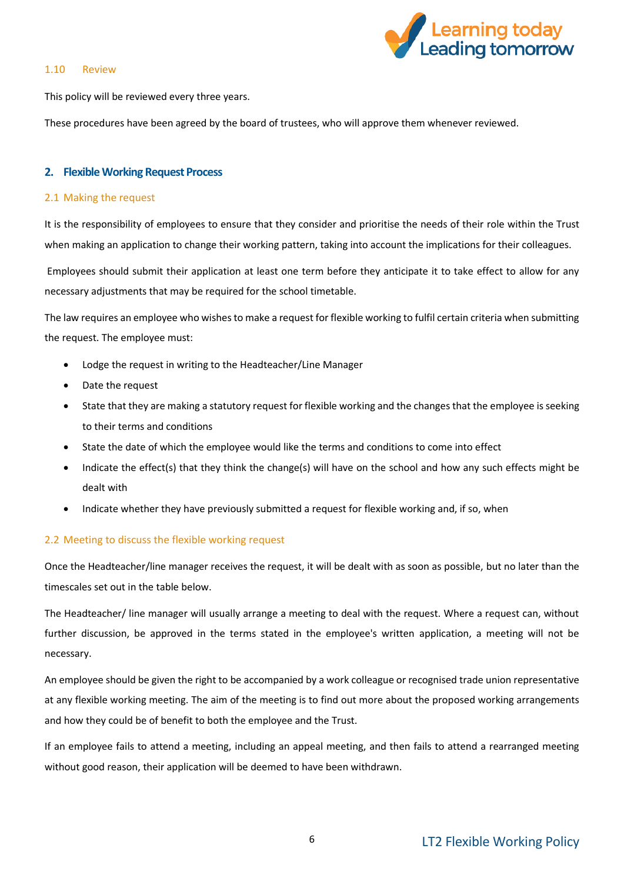### 1.10 Review

This policy will be reviewed every three years.

These procedures have been agreed by the board of trustees, who will approve them whenever reviewed.

## 2. Flexible Working Request Process

### 2.1 Making the request

It is the responsibility of employees to ensure that they consider and prioritise the needs of their role within the Trust when making an application to change their working pattern, taking into account the implications for their colleagues.

Employees should submit their application at least one term before they anticipate it to take effect to allow for any necessary adjustments that may be required for the school timetable.

The law requires an employee who wishes to make a request for flexible working to fulfil certain criteria when submitting the request. The employee must:

- Lodge the request in writing to the Headteacher/Line Manager
- Date the request
- State that they are making a statutory request for flexible working and the changes that the employee is seeking to their terms and conditions
- State the date of which the employee would like the terms and conditions to come into effect
- Indicate the effect(s) that they think the change(s) will have on the school and how any such effects might be dealt with
- Indicate whether they have previously submitted a request for flexible working and, if so, when

### 2.2 Meeting to discuss the flexible working request

Once the Headteacher/line manager receives the request, it will be dealt with as soon as possible, but no later than the timescales set out in the table below.

The Headteacher/ line manager will usually arrange a meeting to deal with the request. Where a request can, without further discussion, be approved in the terms stated in the employee's written application, a meeting will not be necessary.

An employee should be given the right to be accompanied by a work colleague or recognised trade union representative at any flexible working meeting. The aim of the meeting is to find out more about the proposed working arrangements and how they could be of benefit to both the employee and the Trust.

If an employee fails to attend a meeting, including an appeal meeting, and then fails to attend a rearranged meeting without good reason, their application will be deemed to have been withdrawn.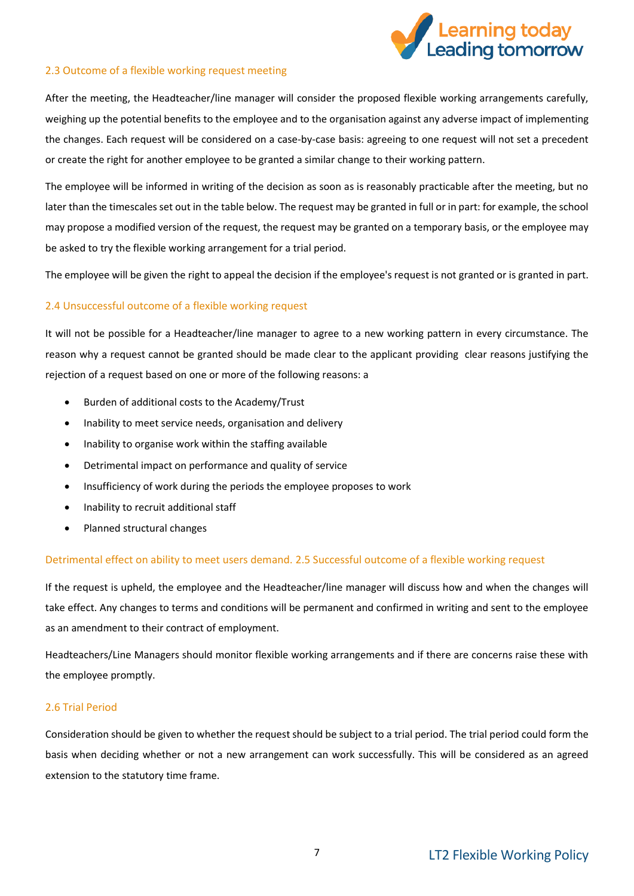### 2.3 Outcome of a flexible working request meeting

After the meeting, the Headteacher/line manager will consider the proposed flexible working arrangements carefully, weighing up the potential benefits to the employee and to the organisation against any adverse impact of implementing the changes. Each request will be considered on a case-by-case basis: agreeing to one request will not set a precedent or create the right for another employee to be granted a similar change to their working pattern.

The employee will be informed in writing of the decision as soon as is reasonably practicable after the meeting, but no later than the timescales set out in the table below. The request may be granted in full or in part: for example, the school may propose a modified version of the request, the request may be granted on a temporary basis, or the employee may be asked to try the flexible working arrangement for a trial period.

The employee will be given the right to appeal the decision if the employee's request is not granted or is granted in part.

### 2.4 Unsuccessful outcome of a flexible working request

It will not be possible for a Headteacher/line manager to agree to a new working pattern in every circumstance. The reason why a request cannot be granted should be made clear to the applicant providing clear reasons justifying the rejection of a request based on one or more of the following reasons: a

- Burden of additional costs to the Academy/Trust
- Inability to meet service needs, organisation and delivery
- Inability to organise work within the staffing available
- Detrimental impact on performance and quality of service
- Insufficiency of work during the periods the employee proposes to work
- Inability to recruit additional staff
- Planned structural changes

### Detrimental effect on ability to meet users demand. 2.5 Successful outcome of a flexible working request

If the request is upheld, the employee and the Headteacher/line manager will discuss how and when the changes will take effect. Any changes to terms and conditions will be permanent and confirmed in writing and sent to the employee as an amendment to their contract of employment.

Headteachers/Line Managers should monitor flexible working arrangements and if there are concerns raise these with the employee promptly.

### 2.6 Trial Period

Consideration should be given to whether the request should be subject to a trial period. The trial period could form the basis when deciding whether or not a new arrangement can work successfully. This will be considered as an agreed extension to the statutory time frame.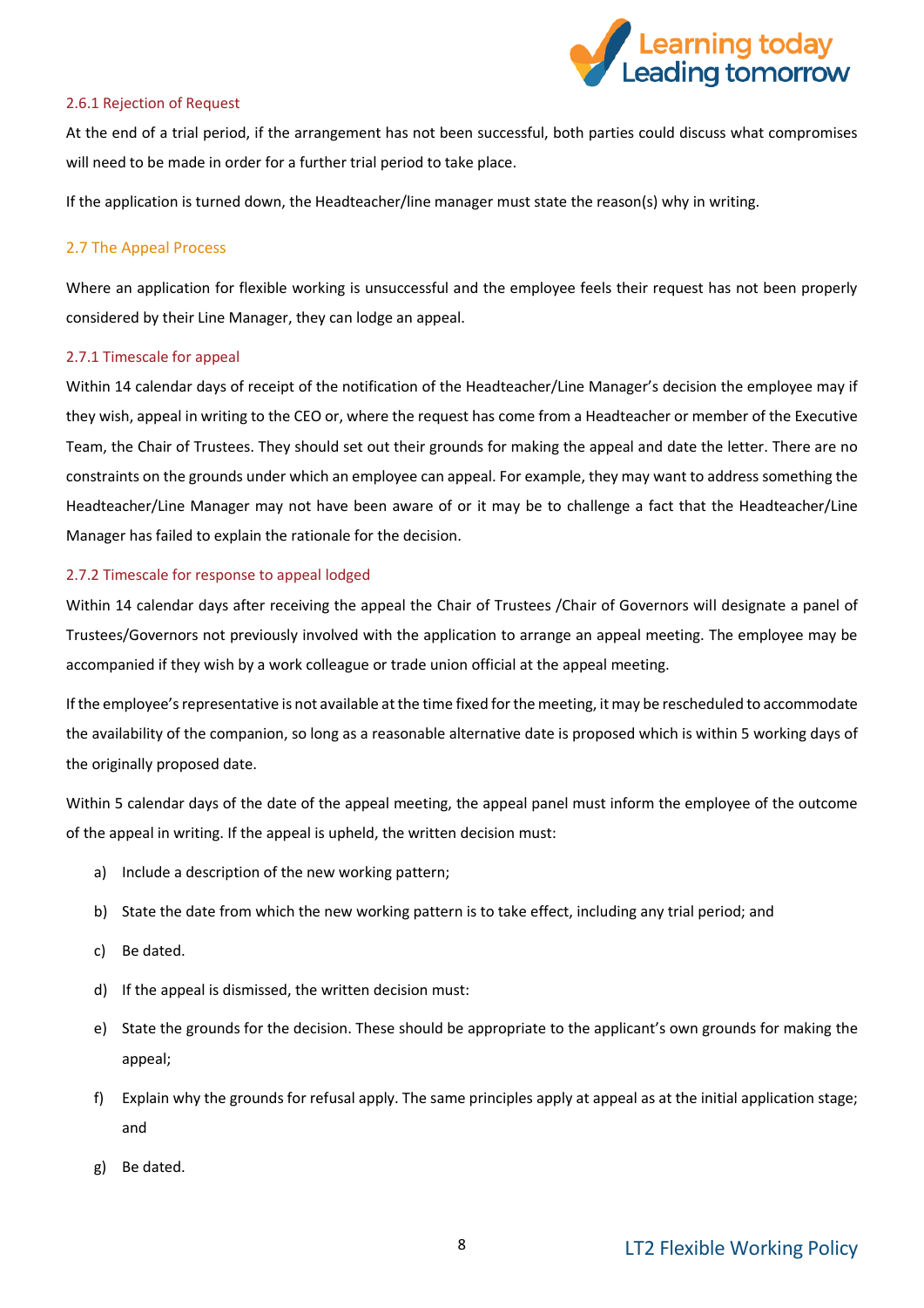#### 2.6.1 Rejection of Request

At the end of a trial period, if the arrangement has not been successful, both parties could discuss what compromises will need to be made in order for a further trial period to take place.

If the application is turned down, the Headteacher/line manager must state the reason(s) why in writing.

### 2.7 The Appeal Process

Where an application for flexible working is unsuccessful and the employee feels their request has not been properly considered by their Line Manager, they can lodge an appeal.

#### 2.7.1 Timescale for appeal

Within 14 calendar days of receipt of the notification of the Headteacher/Line Manager's decision the employee may if they wish, appeal in writing to the CEO or, where the request has come from a Headteacher or member of the Executive Team, the Chair of Trustees. They should set out their grounds for making the appeal and date the letter. There are no constraints on the grounds under which an employee can appeal. For example, they may want to address something the Headteacher/Line Manager may not have been aware of or it may be to challenge a fact that the Headteacher/Line Manager has failed to explain the rationale for the decision.

#### 2.7.2 Timescale for response to appeal lodged

Within 14 calendar days after receiving the appeal the Chair of Trustees /Chair of Governors will designate a panel of Trustees/Governors not previously involved with the application to arrange an appeal meeting. The employee may be accompanied if they wish by a work colleague or trade union official at the appeal meeting.

If the employee's representative is not available at the time fixed for the meeting, it may be rescheduled to accommodate the availability of the companion, so long as a reasonable alternative date is proposed which is within 5 working days of the originally proposed date.

Within 5 calendar days of the date of the appeal meeting, the appeal panel must inform the employee of the outcome of the appeal in writing. If the appeal is upheld, the written decision must:

a) Include a description of the new working pattern;

b) State the date from which the new working pattern is to take effect, including any trial period; and

c) Be dated.

d) If the appeal is dismissed, the written decision must:

e) State the grounds for the decision. These should be appropriate to the applicant's own grounds for making the appeal;

f) Explain why the grounds for refusal apply. The same principles apply at appeal as at the initial application stage; and

g) Be dated.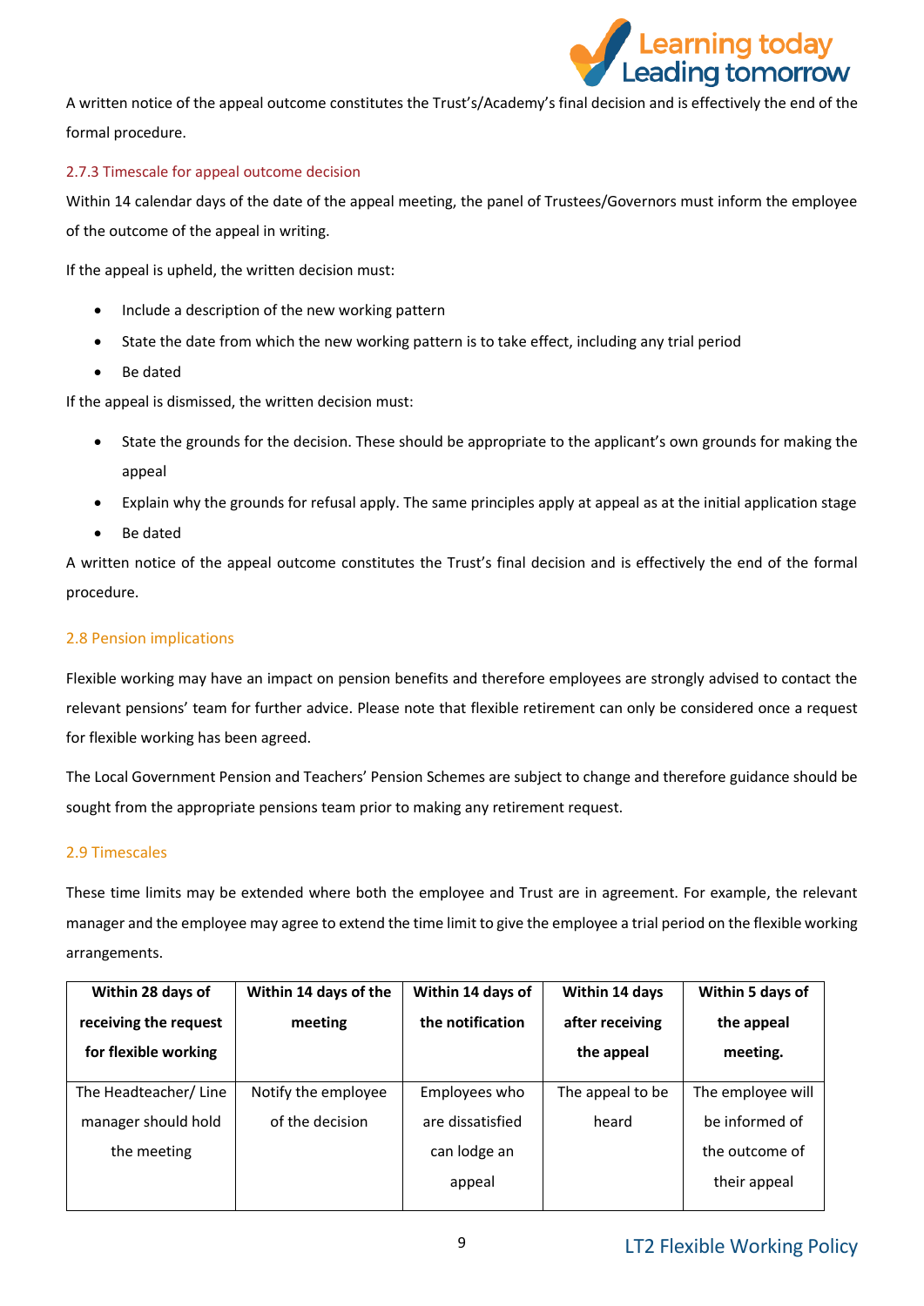A written notice of the appeal outcome constitutes the Trust's/Academy's final decision and is effectively the end of the formal procedure.

### 2.7.3 Timescale for appeal outcome decision

Within 14 calendar days of the date of the appeal meeting, the panel of Trustees/Governors must inform the employee of the outcome of the appeal in writing.

If the appeal is upheld, the written decision must:

- Include a description of the new working pattern
- State the date from which the new working pattern is to take effect, including any trial period
- Be dated

If the appeal is dismissed, the written decision must:

- State the grounds for the decision. These should be appropriate to the applicant's own grounds for making the appeal
- Explain why the grounds for refusal apply. The same principles apply at appeal as at the initial application stage
- Be dated

A written notice of the appeal outcome constitutes the Trust's final decision and is effectively the end of the formal procedure.

## 2.8 Pension implications

Flexible working may have an impact on pension benefits and therefore employees are strongly advised to contact the relevant pensions' team for further advice. Please note that flexible retirement can only be considered once a request for flexible working has been agreed.

The Local Government Pension and Teachers' Pension Schemes are subject to change and therefore guidance should be sought from the appropriate pensions team prior to making any retirement request.

## 2.9 Timescales

These time limits may be extended where both the employee and Trust are in agreement. For example, the relevant manager and the employee may agree to extend the time limit to give the employee a trial period on the flexible working arrangements.

| Within 28 days of receiving the request for flexible working | Within 14 days of the meeting | Within 14 days of the notification | Within 14 days after receiving the appeal | Within 5 days of the appeal meeting. |
|---|---|---|---|---|
| The Headteacher/ Line manager should hold the meeting | Notify the employee of the decision | Employees who are dissatisfied can lodge an appeal | The appeal to be heard | The employee will be informed of the outcome of their appeal |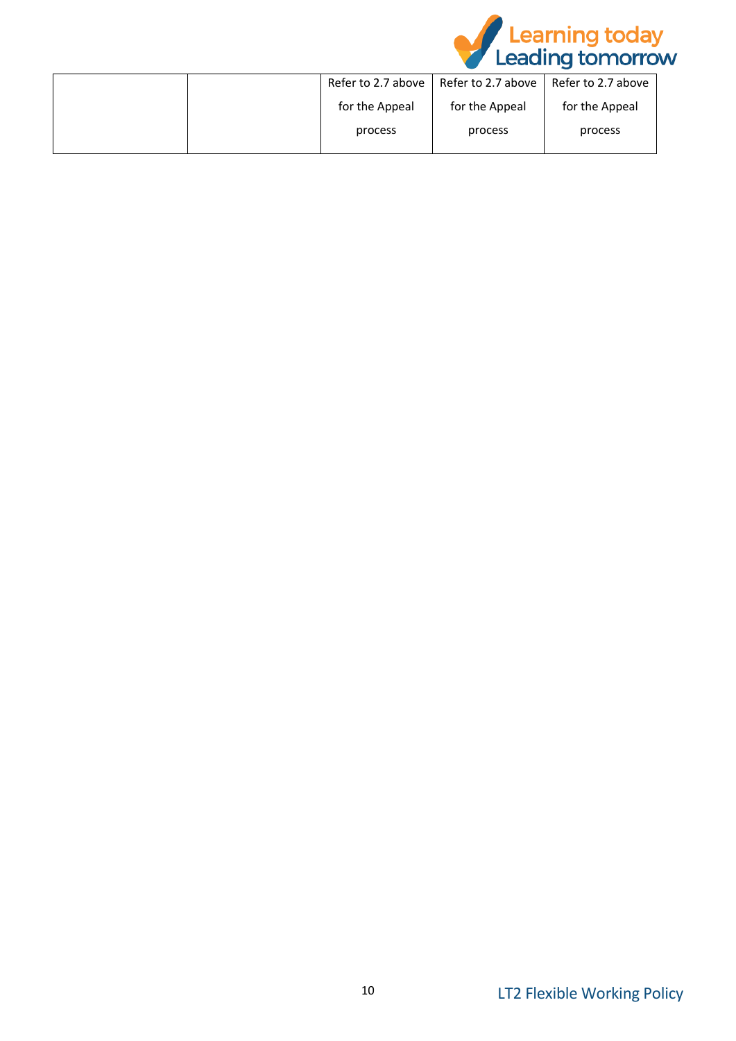| | | | | |
|---|---|---|---|---|
| | | Refer to 2.7 above for the Appeal process | Refer to 2.7 above for the Appeal process | Refer to 2.7 above for the Appeal process |